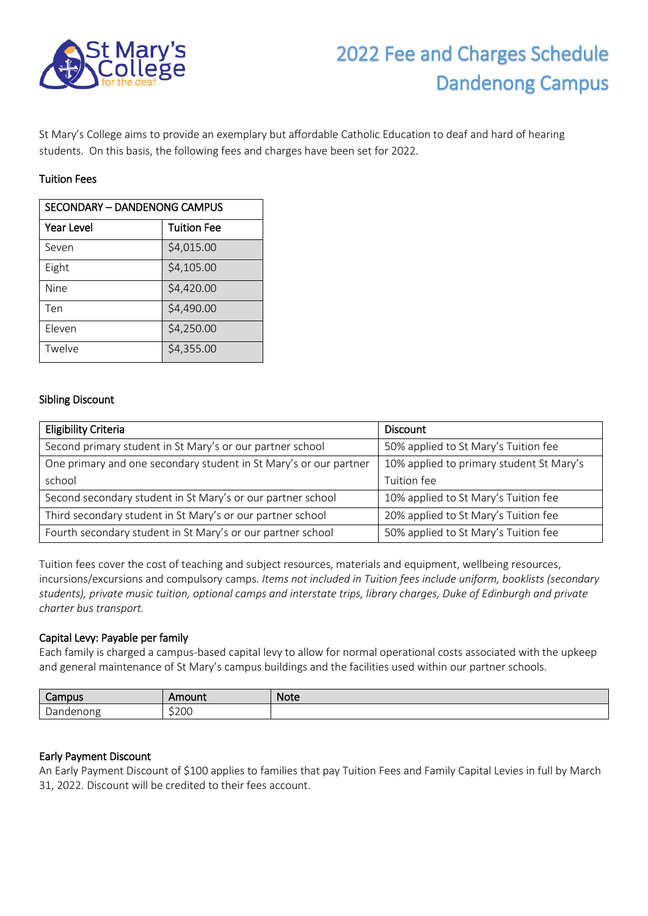# 2022 Fee and Charges Schedule
## Dandenong Campus

St Mary's College aims to provide an exemplary but affordable Catholic Education to deaf and hard of hearing students. On this basis, the following fees and charges have been set for 2022.

### Tuition Fees

| SECONDARY – DANDENONG CAMPUS | |
|---|---|
| Year Level | Tuition Fee |
| Seven | $4,015.00 |
| Eight | $4,105.00 |
| Nine | $4,420.00 |
| Ten | $4,490.00 |
| Eleven | $4,250.00 |
| Twelve | $4,355.00 |

### Sibling Discount

| Eligibility Criteria | Discount |
|---|---|
| Second primary student in St Mary's or our partner school | 50% applied to St Mary's Tuition fee |
| One primary and one secondary student in St Mary's or our partner school | 10% applied to primary student St Mary's Tuition fee |
| Second secondary student in St Mary's or our partner school | 10% applied to St Mary's Tuition fee |
| Third secondary student in St Mary's or our partner school | 20% applied to St Mary's Tuition fee |
| Fourth secondary student in St Mary's or our partner school | 50% applied to St Mary's Tuition fee |

Tuition fees cover the cost of teaching and subject resources, materials and equipment, wellbeing resources, incursions/excursions and compulsory camps. *Items not included in Tuition fees include uniform, booklists (secondary students), private music tuition, optional camps and interstate trips, library charges, Duke of Edinburgh and private charter bus transport.*

### Capital Levy: Payable per family

Each family is charged a campus-based capital levy to allow for normal operational costs associated with the upkeep and general maintenance of St Mary's campus buildings and the facilities used within our partner schools.

| Campus | Amount | Note |
|---|---|---|
| Dandenong | $200 | |

### Early Payment Discount

An Early Payment Discount of $100 applies to families that pay Tuition Fees and Family Capital Levies in full by March 31, 2022. Discount will be credited to their fees account.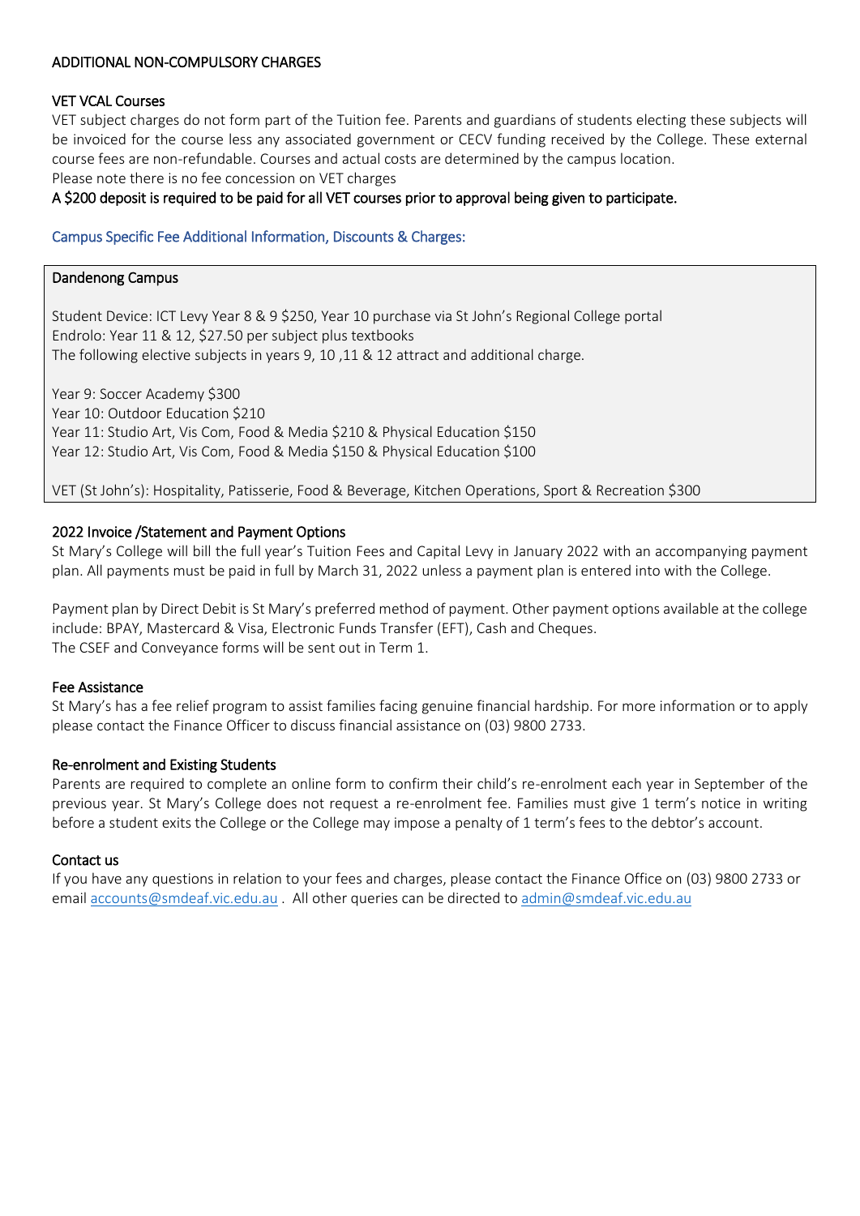## ADDITIONAL NON-COMPULSORY CHARGES

### VET VCAL Courses

VET subject charges do not form part of the Tuition fee. Parents and guardians of students electing these subjects will be invoiced for the course less any associated government or CECV funding received by the College. These external course fees are non-refundable. Courses and actual costs are determined by the campus location.
Please note there is no fee concession on VET charges

**A $200 deposit is required to be paid for all VET courses prior to approval being given to participate.**

### Campus Specific Fee Additional Information, Discounts & Charges:

#### Dandenong Campus

Student Device: ICT Levy Year 8 & 9 $250, Year 10 purchase via St John's Regional College portal
Endrolo: Year 11 & 12, $27.50 per subject plus textbooks
The following elective subjects in years 9, 10 ,11 & 12 attract and additional charge.

Year 9: Soccer Academy $300
Year 10: Outdoor Education $210
Year 11: Studio Art, Vis Com, Food & Media $210 & Physical Education $150
Year 12: Studio Art, Vis Com, Food & Media $150 & Physical Education $100

VET (St John's): Hospitality, Patisserie, Food & Beverage, Kitchen Operations, Sport & Recreation $300

### 2022 Invoice /Statement and Payment Options

St Mary's College will bill the full year's Tuition Fees and Capital Levy in January 2022 with an accompanying payment plan. All payments must be paid in full by March 31, 2022 unless a payment plan is entered into with the College.

Payment plan by Direct Debit is St Mary's preferred method of payment. Other payment options available at the college include: BPAY, Mastercard & Visa, Electronic Funds Transfer (EFT), Cash and Cheques.
The CSEF and Conveyance forms will be sent out in Term 1.

### Fee Assistance

St Mary's has a fee relief program to assist families facing genuine financial hardship. For more information or to apply please contact the Finance Officer to discuss financial assistance on (03) 9800 2733.

### Re-enrolment and Existing Students

Parents are required to complete an online form to confirm their child's re-enrolment each year in September of the previous year. St Mary's College does not request a re-enrolment fee. Families must give 1 term's notice in writing before a student exits the College or the College may impose a penalty of 1 term's fees to the debtor's account.

### Contact us

If you have any questions in relation to your fees and charges, please contact the Finance Office on (03) 9800 2733 or email accounts@smdeaf.vic.edu.au . All other queries can be directed to admin@smdeaf.vic.edu.au